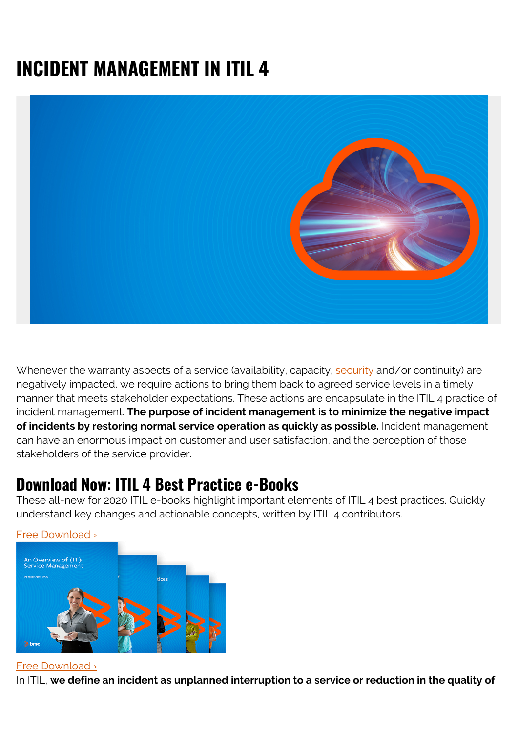# INCIDENT MANAGEMENT IN ITIL 4

Whenever the warranty aspects of a service (availability, capacity, security and/or continuity) are negatively impacted, we require actions to bring them back to agreed service levels in a timely manner that meets stakeholder expectations. These actions are encapsulate in the ITIL 4 practice of incident management. **The purpose of incident management is to minimize the negative impact of incidents by restoring normal service operation as quickly as possible.** Incident management can have an enormous impact on customer and user satisfaction, and the perception of those stakeholders of the service provider.

## Download Now: ITIL 4 Best Practice e-Books

These all-new for 2020 ITIL e-books highlight important elements of ITIL 4 best practices. Quickly understand key changes and actionable concepts, written by ITIL 4 contributors.

Free Download ›

Free Download ›

In ITIL, **we define an incident as unplanned interruption to a service or reduction in the quality of**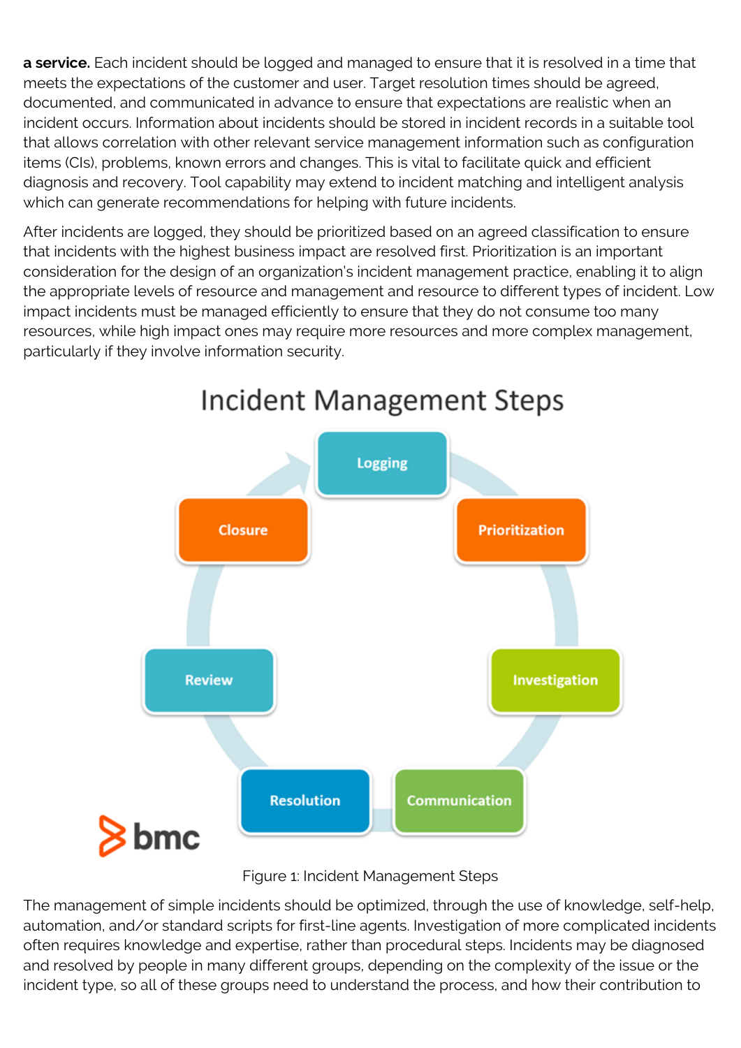**a service.** Each incident should be logged and managed to ensure that it is resolved in a time that meets the expectations of the customer and user. Target resolution times should be agreed, documented, and communicated in advance to ensure that expectations are realistic when an incident occurs. Information about incidents should be stored in incident records in a suitable tool that allows correlation with other relevant service management information such as configuration items (CIs), problems, known errors and changes. This is vital to facilitate quick and efficient diagnosis and recovery. Tool capability may extend to incident matching and intelligent analysis which can generate recommendations for helping with future incidents.

After incidents are logged, they should be prioritized based on an agreed classification to ensure that incidents with the highest business impact are resolved first. Prioritization is an important consideration for the design of an organization's incident management practice, enabling it to align the appropriate levels of resource and management and resource to different types of incident. Low impact incidents must be managed efficiently to ensure that they do not consume too many resources, while high impact ones may require more resources and more complex management, particularly if they involve information security.

Incident Management Steps

Logging → Prioritization → Investigation → Communication → Resolution → Review → Closure

Figure 1: Incident Management Steps

The management of simple incidents should be optimized, through the use of knowledge, self-help, automation, and/or standard scripts for first-line agents. Investigation of more complicated incidents often requires knowledge and expertise, rather than procedural steps. Incidents may be diagnosed and resolved by people in many different groups, depending on the complexity of the issue or the incident type, so all of these groups need to understand the process, and how their contribution to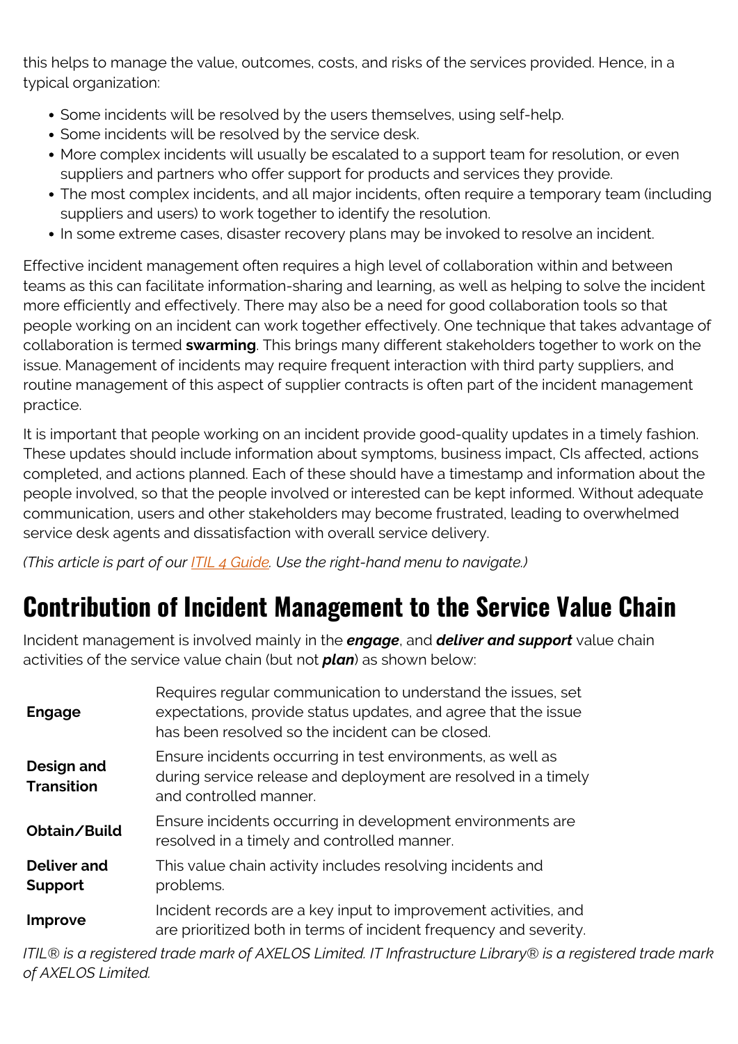this helps to manage the value, outcomes, costs, and risks of the services provided. Hence, in a typical organization:

- Some incidents will be resolved by the users themselves, using self-help.
- Some incidents will be resolved by the service desk.
- More complex incidents will usually be escalated to a support team for resolution, or even suppliers and partners who offer support for products and services they provide.
- The most complex incidents, and all major incidents, often require a temporary team (including suppliers and users) to work together to identify the resolution.
- In some extreme cases, disaster recovery plans may be invoked to resolve an incident.

Effective incident management often requires a high level of collaboration within and between teams as this can facilitate information-sharing and learning, as well as helping to solve the incident more efficiently and effectively. There may also be a need for good collaboration tools so that people working on an incident can work together effectively. One technique that takes advantage of collaboration is termed **swarming**. This brings many different stakeholders together to work on the issue. Management of incidents may require frequent interaction with third party suppliers, and routine management of this aspect of supplier contracts is often part of the incident management practice.

It is important that people working on an incident provide good-quality updates in a timely fashion. These updates should include information about symptoms, business impact, CIs affected, actions completed, and actions planned. Each of these should have a timestamp and information about the people involved, so that the people involved or interested can be kept informed. Without adequate communication, users and other stakeholders may become frustrated, leading to overwhelmed service desk agents and dissatisfaction with overall service delivery.

*(This article is part of our ITIL 4 Guide. Use the right-hand menu to navigate.)*

## Contribution of Incident Management to the Service Value Chain

Incident management is involved mainly in the ***engage***, and ***deliver and support*** value chain activities of the service value chain (but not ***plan***) as shown below:

| | |
|---|---|
| **Engage** | Requires regular communication to understand the issues, set expectations, provide status updates, and agree that the issue has been resolved so the incident can be closed. |
| **Design and Transition** | Ensure incidents occurring in test environments, as well as during service release and deployment are resolved in a timely and controlled manner. |
| **Obtain/Build** | Ensure incidents occurring in development environments are resolved in a timely and controlled manner. |
| **Deliver and Support** | This value chain activity includes resolving incidents and problems. |
| **Improve** | Incident records are a key input to improvement activities, and are prioritized both in terms of incident frequency and severity. |

*ITIL® is a registered trade mark of AXELOS Limited. IT Infrastructure Library® is a registered trade mark of AXELOS Limited.*